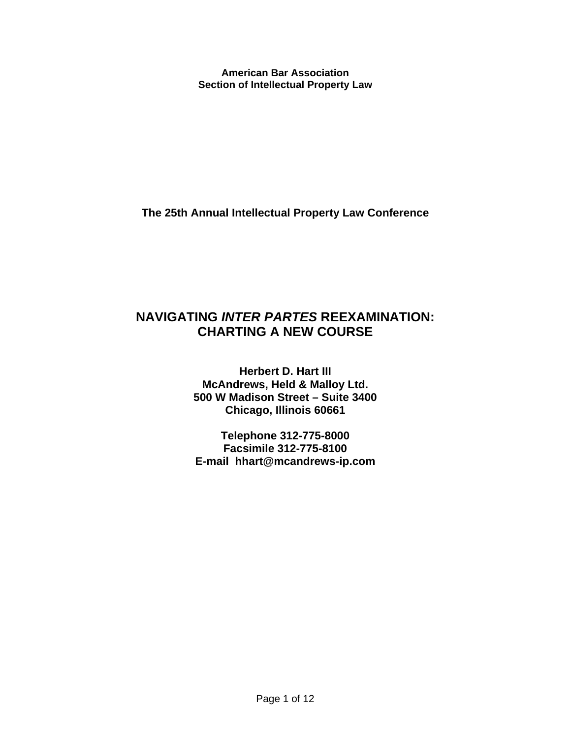**American Bar Association**
**Section of Intellectual Property Law**

**The 25th Annual Intellectual Property Law Conference**

# NAVIGATING *INTER PARTES* REEXAMINATION: CHARTING A NEW COURSE

**Herbert D. Hart III**
**McAndrews, Held & Malloy Ltd.**
**500 W Madison Street – Suite 3400**
**Chicago, Illinois 60661**

**Telephone 312-775-8000**
**Facsimile 312-775-8100**
**E-mail hhart@mcandrews-ip.com**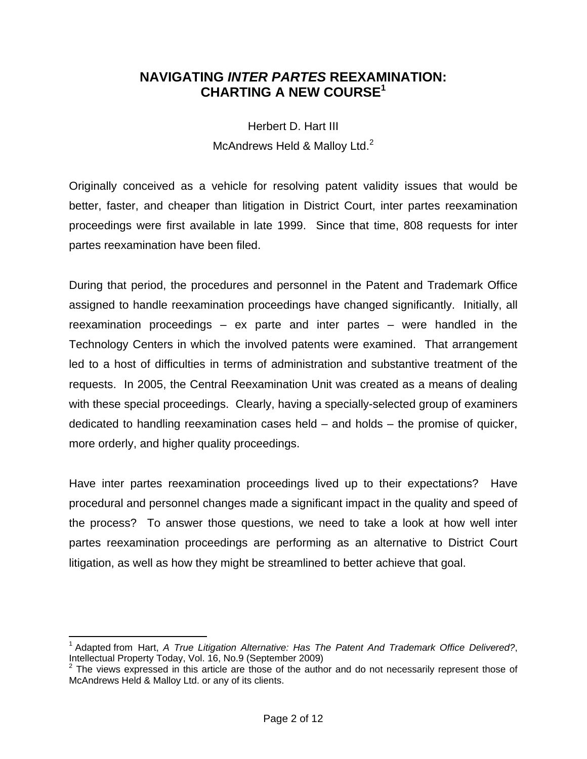# NAVIGATING *INTER PARTES* REEXAMINATION: CHARTING A NEW COURSE[1]

Herbert D. Hart III

McAndrews Held & Malloy Ltd.[2]

Originally conceived as a vehicle for resolving patent validity issues that would be better, faster, and cheaper than litigation in District Court, inter partes reexamination proceedings were first available in late 1999. Since that time, 808 requests for inter partes reexamination have been filed.

During that period, the procedures and personnel in the Patent and Trademark Office assigned to handle reexamination proceedings have changed significantly. Initially, all reexamination proceedings – ex parte and inter partes – were handled in the Technology Centers in which the involved patents were examined. That arrangement led to a host of difficulties in terms of administration and substantive treatment of the requests. In 2005, the Central Reexamination Unit was created as a means of dealing with these special proceedings. Clearly, having a specially-selected group of examiners dedicated to handling reexamination cases held – and holds – the promise of quicker, more orderly, and higher quality proceedings.

Have inter partes reexamination proceedings lived up to their expectations? Have procedural and personnel changes made a significant impact in the quality and speed of the process? To answer those questions, we need to take a look at how well inter partes reexamination proceedings are performing as an alternative to District Court litigation, as well as how they might be streamlined to better achieve that goal.

---

[1] Adapted from Hart, *A True Litigation Alternative: Has The Patent And Trademark Office Delivered?*, Intellectual Property Today, Vol. 16, No.9 (September 2009)

[2] The views expressed in this article are those of the author and do not necessarily represent those of McAndrews Held & Malloy Ltd. or any of its clients.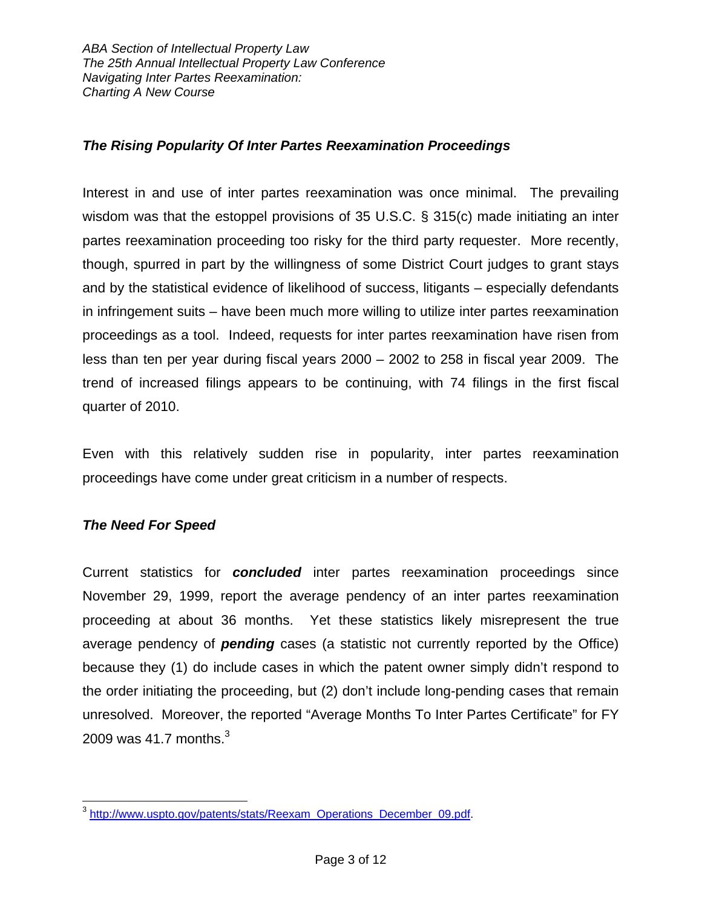### *The Rising Popularity Of Inter Partes Reexamination Proceedings*

Interest in and use of inter partes reexamination was once minimal. The prevailing wisdom was that the estoppel provisions of 35 U.S.C. § 315(c) made initiating an inter partes reexamination proceeding too risky for the third party requester. More recently, though, spurred in part by the willingness of some District Court judges to grant stays and by the statistical evidence of likelihood of success, litigants – especially defendants in infringement suits – have been much more willing to utilize inter partes reexamination proceedings as a tool. Indeed, requests for inter partes reexamination have risen from less than ten per year during fiscal years 2000 – 2002 to 258 in fiscal year 2009. The trend of increased filings appears to be continuing, with 74 filings in the first fiscal quarter of 2010.

Even with this relatively sudden rise in popularity, inter partes reexamination proceedings have come under great criticism in a number of respects.

### *The Need For Speed*

Current statistics for ***concluded*** inter partes reexamination proceedings since November 29, 1999, report the average pendency of an inter partes reexamination proceeding at about 36 months. Yet these statistics likely misrepresent the true average pendency of ***pending*** cases (a statistic not currently reported by the Office) because they (1) do include cases in which the patent owner simply didn't respond to the order initiating the proceeding, but (2) don't include long-pending cases that remain unresolved. Moreover, the reported "Average Months To Inter Partes Certificate" for FY 2009 was 41.7 months.[3]

---

[3] http://www.uspto.gov/patents/stats/Reexam_Operations_December_09.pdf.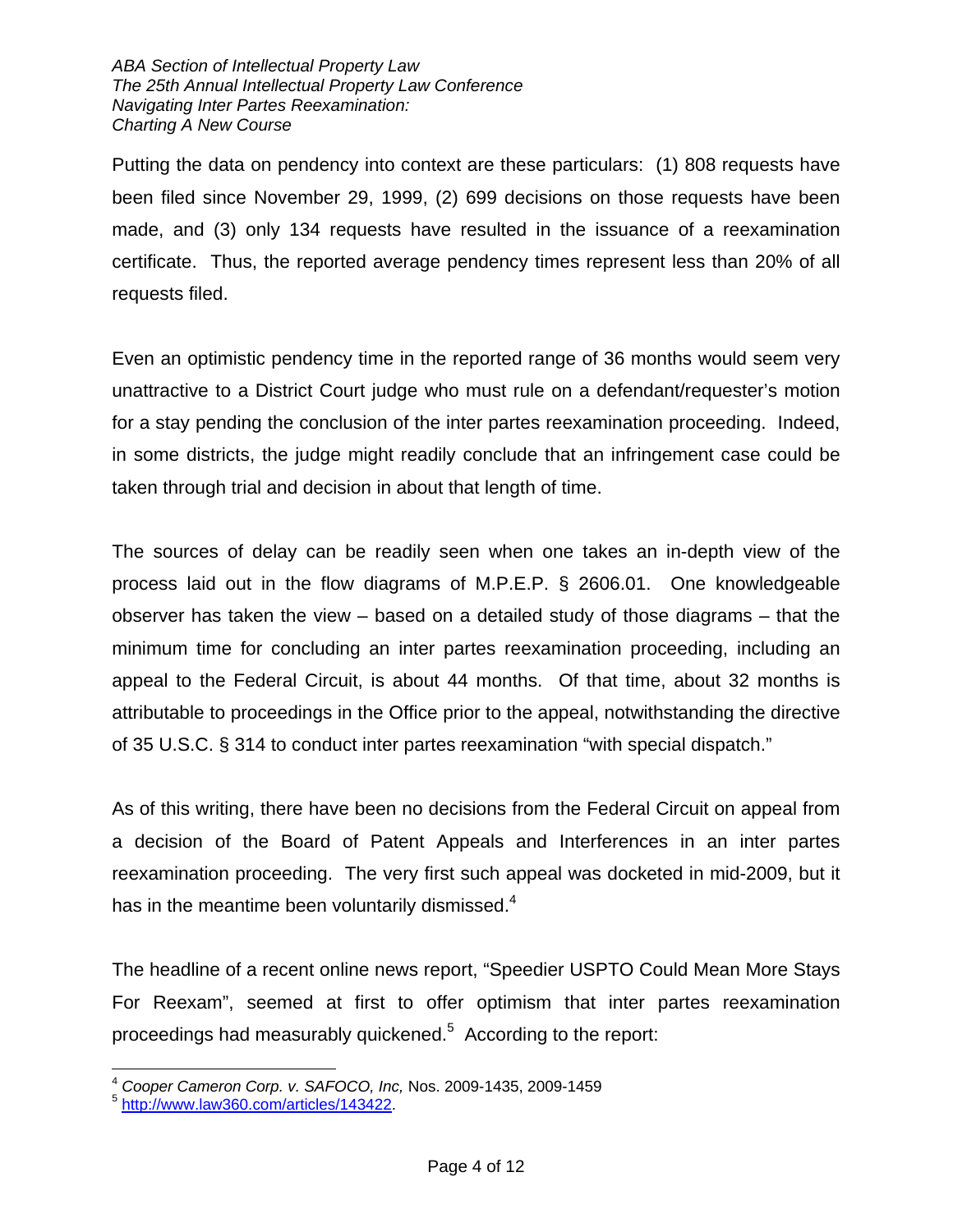Putting the data on pendency into context are these particulars: (1) 808 requests have been filed since November 29, 1999, (2) 699 decisions on those requests have been made, and (3) only 134 requests have resulted in the issuance of a reexamination certificate. Thus, the reported average pendency times represent less than 20% of all requests filed.

Even an optimistic pendency time in the reported range of 36 months would seem very unattractive to a District Court judge who must rule on a defendant/requester's motion for a stay pending the conclusion of the inter partes reexamination proceeding. Indeed, in some districts, the judge might readily conclude that an infringement case could be taken through trial and decision in about that length of time.

The sources of delay can be readily seen when one takes an in-depth view of the process laid out in the flow diagrams of M.P.E.P. § 2606.01. One knowledgeable observer has taken the view – based on a detailed study of those diagrams – that the minimum time for concluding an inter partes reexamination proceeding, including an appeal to the Federal Circuit, is about 44 months. Of that time, about 32 months is attributable to proceedings in the Office prior to the appeal, notwithstanding the directive of 35 U.S.C. § 314 to conduct inter partes reexamination "with special dispatch."

As of this writing, there have been no decisions from the Federal Circuit on appeal from a decision of the Board of Patent Appeals and Interferences in an inter partes reexamination proceeding. The very first such appeal was docketed in mid-2009, but it has in the meantime been voluntarily dismissed.[4]

The headline of a recent online news report, "Speedier USPTO Could Mean More Stays For Reexam", seemed at first to offer optimism that inter partes reexamination proceedings had measurably quickened.[5] According to the report:

---

[4] *Cooper Cameron Corp. v. SAFOCO, Inc,* Nos. 2009-1435, 2009-1459

[5] http://www.law360.com/articles/143422.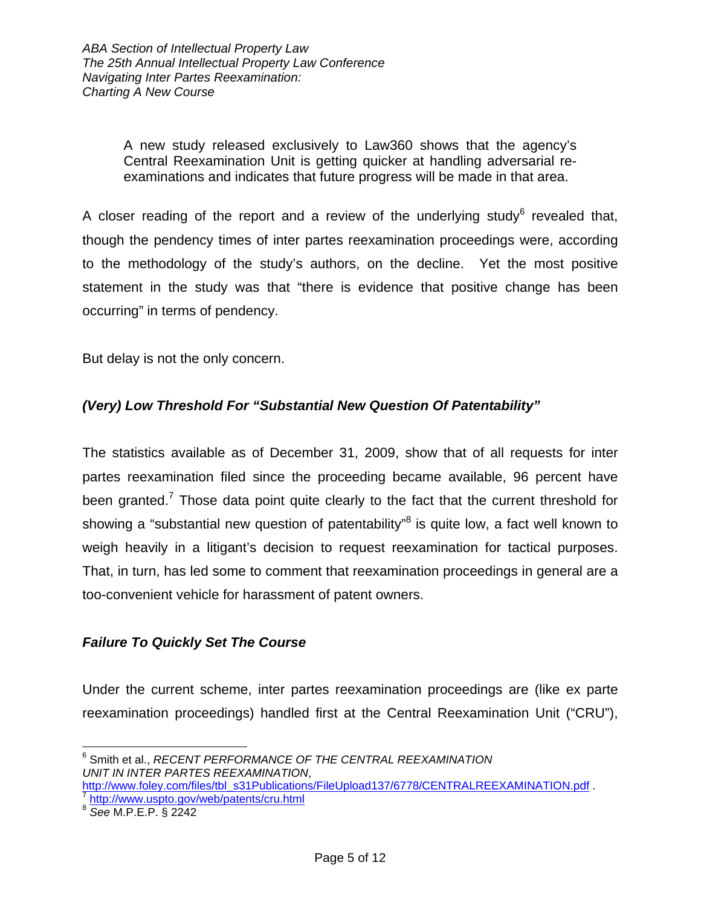> A new study released exclusively to Law360 shows that the agency's Central Reexamination Unit is getting quicker at handling adversarial re-examinations and indicates that future progress will be made in that area.

A closer reading of the report and a review of the underlying study[6] revealed that, though the pendency times of inter partes reexamination proceedings were, according to the methodology of the study's authors, on the decline. Yet the most positive statement in the study was that "there is evidence that positive change has been occurring" in terms of pendency.

But delay is not the only concern.

### *(Very) Low Threshold For "Substantial New Question Of Patentability"*

The statistics available as of December 31, 2009, show that of all requests for inter partes reexamination filed since the proceeding became available, 96 percent have been granted.[7] Those data point quite clearly to the fact that the current threshold for showing a "substantial new question of patentability"[8] is quite low, a fact well known to weigh heavily in a litigant's decision to request reexamination for tactical purposes. That, in turn, has led some to comment that reexamination proceedings in general are a too-convenient vehicle for harassment of patent owners.

### *Failure To Quickly Set The Course*

Under the current scheme, inter partes reexamination proceedings are (like ex parte reexamination proceedings) handled first at the Central Reexamination Unit ("CRU"),

---

[6] Smith et al., *RECENT PERFORMANCE OF THE CENTRAL REEXAMINATION UNIT IN INTER PARTES REEXAMINATION*, http://www.foley.com/files/tbl_s31Publications/FileUpload137/6778/CENTRALREEXAMINATION.pdf .

[7] http://www.uspto.gov/web/patents/cru.html

[8] *See* M.P.E.P. § 2242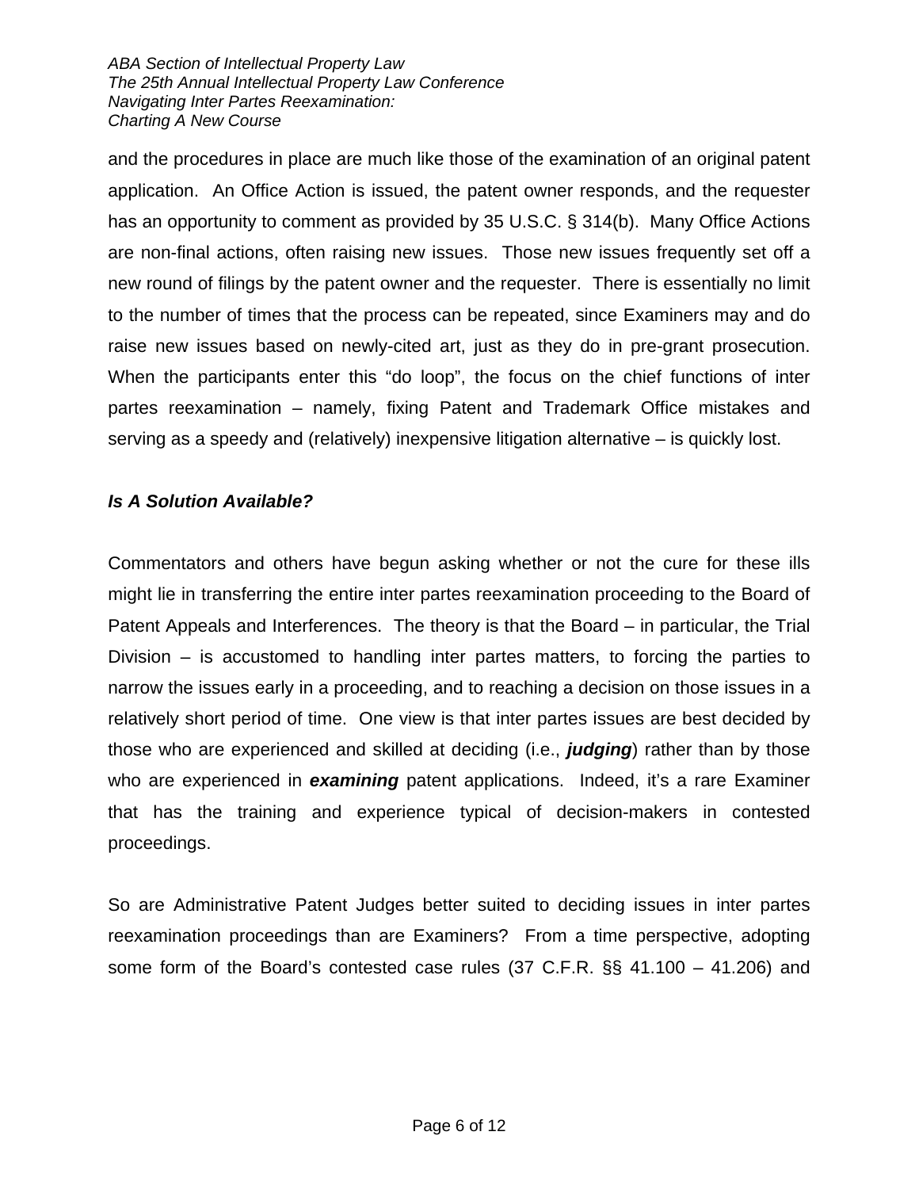and the procedures in place are much like those of the examination of an original patent application. An Office Action is issued, the patent owner responds, and the requester has an opportunity to comment as provided by 35 U.S.C. § 314(b). Many Office Actions are non-final actions, often raising new issues. Those new issues frequently set off a new round of filings by the patent owner and the requester. There is essentially no limit to the number of times that the process can be repeated, since Examiners may and do raise new issues based on newly-cited art, just as they do in pre-grant prosecution. When the participants enter this "do loop", the focus on the chief functions of inter partes reexamination – namely, fixing Patent and Trademark Office mistakes and serving as a speedy and (relatively) inexpensive litigation alternative – is quickly lost.

### ***Is A Solution Available?***

Commentators and others have begun asking whether or not the cure for these ills might lie in transferring the entire inter partes reexamination proceeding to the Board of Patent Appeals and Interferences. The theory is that the Board – in particular, the Trial Division – is accustomed to handling inter partes matters, to forcing the parties to narrow the issues early in a proceeding, and to reaching a decision on those issues in a relatively short period of time. One view is that inter partes issues are best decided by those who are experienced and skilled at deciding (i.e., ***judging***) rather than by those who are experienced in ***examining*** patent applications. Indeed, it's a rare Examiner that has the training and experience typical of decision-makers in contested proceedings.

So are Administrative Patent Judges better suited to deciding issues in inter partes reexamination proceedings than are Examiners? From a time perspective, adopting some form of the Board's contested case rules (37 C.F.R. §§ 41.100 – 41.206) and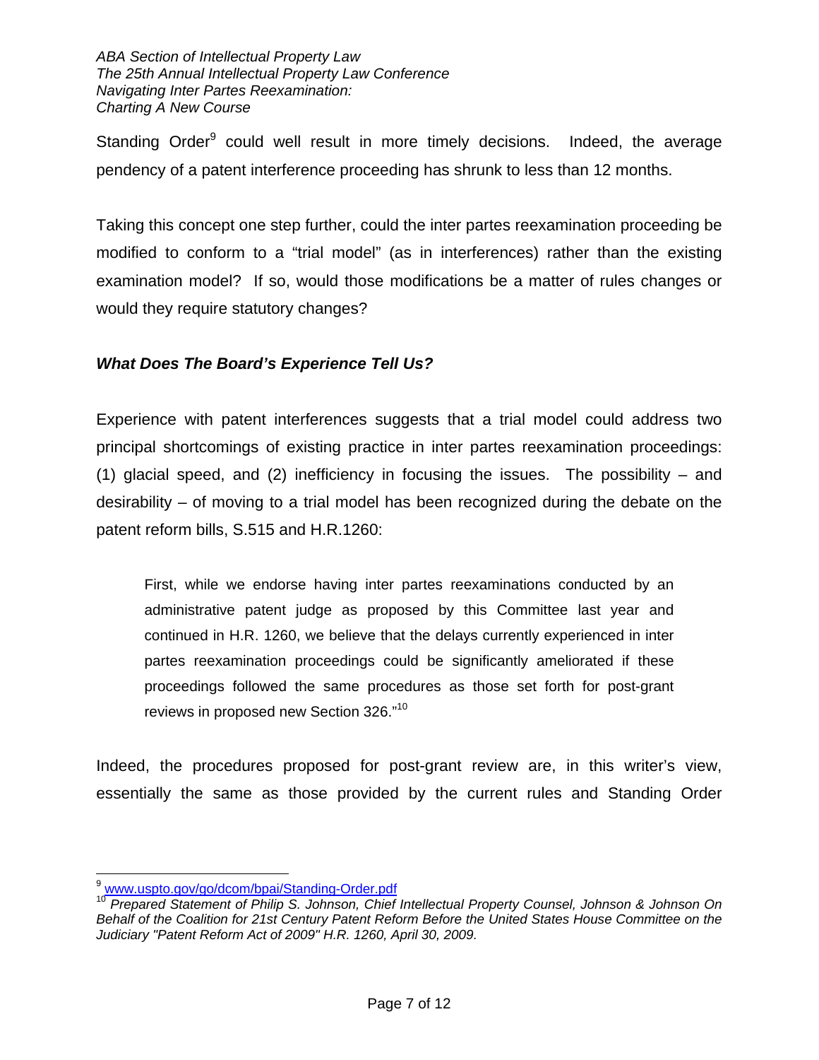Standing Order[9] could well result in more timely decisions. Indeed, the average pendency of a patent interference proceeding has shrunk to less than 12 months.

Taking this concept one step further, could the inter partes reexamination proceeding be modified to conform to a "trial model" (as in interferences) rather than the existing examination model? If so, would those modifications be a matter of rules changes or would they require statutory changes?

### *What Does The Board's Experience Tell Us?*

Experience with patent interferences suggests that a trial model could address two principal shortcomings of existing practice in inter partes reexamination proceedings: (1) glacial speed, and (2) inefficiency in focusing the issues. The possibility – and desirability – of moving to a trial model has been recognized during the debate on the patent reform bills, S.515 and H.R.1260:

> First, while we endorse having inter partes reexaminations conducted by an administrative patent judge as proposed by this Committee last year and continued in H.R. 1260, we believe that the delays currently experienced in inter partes reexamination proceedings could be significantly ameliorated if these proceedings followed the same procedures as those set forth for post-grant reviews in proposed new Section 326."[10]

Indeed, the procedures proposed for post-grant review are, in this writer's view, essentially the same as those provided by the current rules and Standing Order

---

[9] www.uspto.gov/go/dcom/bpai/Standing-Order.pdf

[10] *Prepared Statement of Philip S. Johnson, Chief Intellectual Property Counsel, Johnson & Johnson On Behalf of the Coalition for 21st Century Patent Reform Before the United States House Committee on the Judiciary "Patent Reform Act of 2009" H.R. 1260, April 30, 2009.*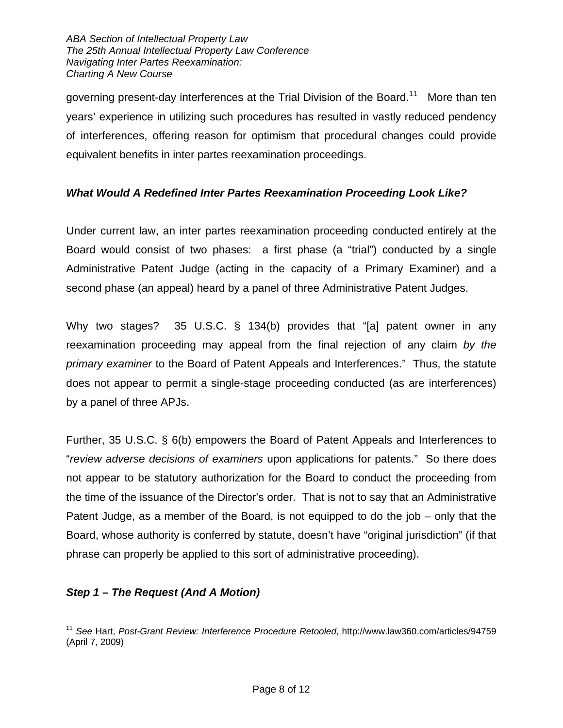governing present-day interferences at the Trial Division of the Board.[11] More than ten years' experience in utilizing such procedures has resulted in vastly reduced pendency of interferences, offering reason for optimism that procedural changes could provide equivalent benefits in inter partes reexamination proceedings.

### *What Would A Redefined Inter Partes Reexamination Proceeding Look Like?*

Under current law, an inter partes reexamination proceeding conducted entirely at the Board would consist of two phases: a first phase (a "trial") conducted by a single Administrative Patent Judge (acting in the capacity of a Primary Examiner) and a second phase (an appeal) heard by a panel of three Administrative Patent Judges.

Why two stages? 35 U.S.C. § 134(b) provides that "[a] patent owner in any reexamination proceeding may appeal from the final rejection of any claim *by the primary examiner* to the Board of Patent Appeals and Interferences." Thus, the statute does not appear to permit a single-stage proceeding conducted (as are interferences) by a panel of three APJs.

Further, 35 U.S.C. § 6(b) empowers the Board of Patent Appeals and Interferences to "*review adverse decisions of examiners* upon applications for patents." So there does not appear to be statutory authorization for the Board to conduct the proceeding from the time of the issuance of the Director's order. That is not to say that an Administrative Patent Judge, as a member of the Board, is not equipped to do the job – only that the Board, whose authority is conferred by statute, doesn't have "original jurisdiction" (if that phrase can properly be applied to this sort of administrative proceeding).

### *Step 1 – The Request (And A Motion)*

---

[11] *See* Hart, *Post-Grant Review: Interference Procedure Retooled*, http://www.law360.com/articles/94759 (April 7, 2009)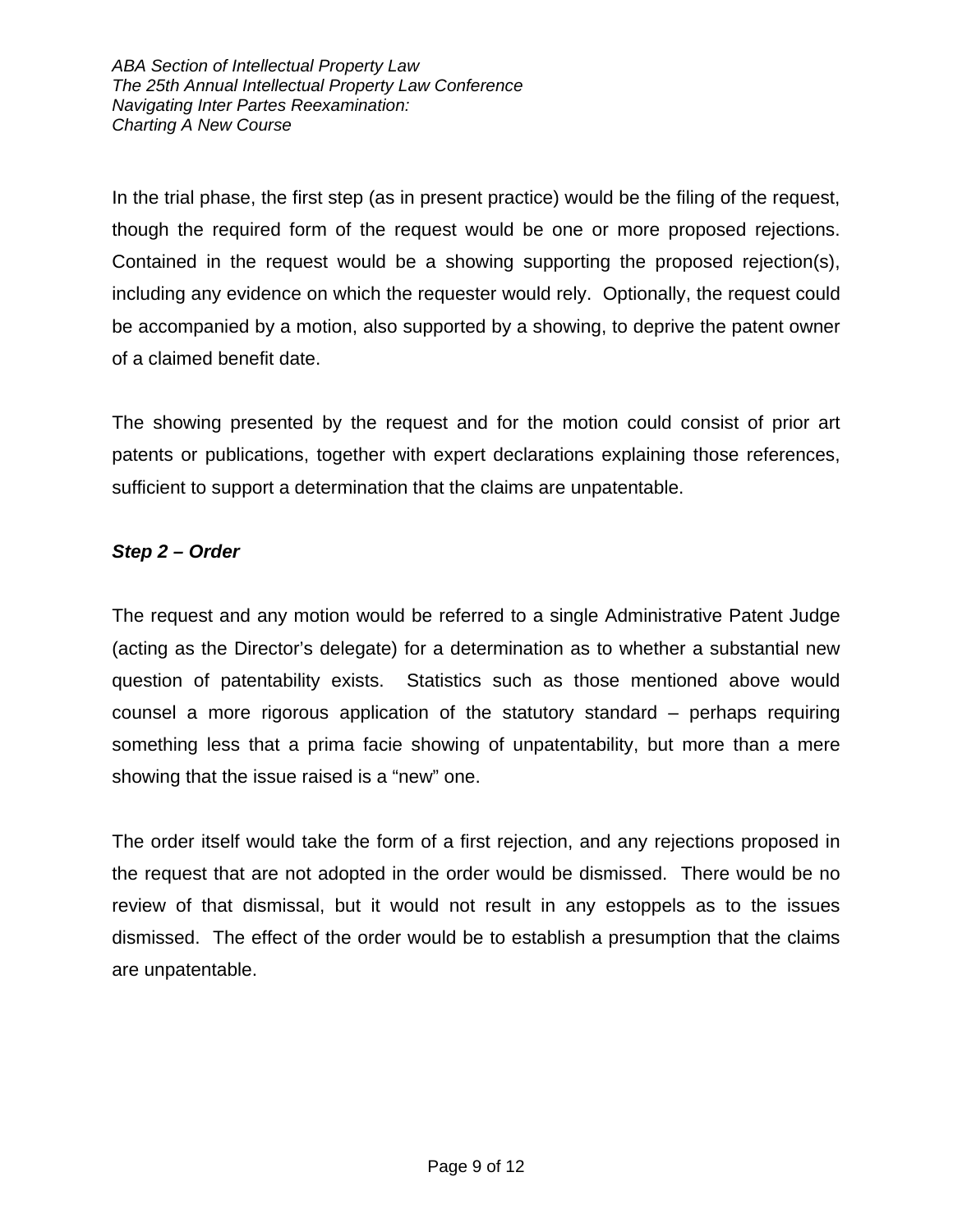In the trial phase, the first step (as in present practice) would be the filing of the request, though the required form of the request would be one or more proposed rejections. Contained in the request would be a showing supporting the proposed rejection(s), including any evidence on which the requester would rely. Optionally, the request could be accompanied by a motion, also supported by a showing, to deprive the patent owner of a claimed benefit date.

The showing presented by the request and for the motion could consist of prior art patents or publications, together with expert declarations explaining those references, sufficient to support a determination that the claims are unpatentable.

***Step 2 – Order***

The request and any motion would be referred to a single Administrative Patent Judge (acting as the Director's delegate) for a determination as to whether a substantial new question of patentability exists. Statistics such as those mentioned above would counsel a more rigorous application of the statutory standard – perhaps requiring something less that a prima facie showing of unpatentability, but more than a mere showing that the issue raised is a "new" one.

The order itself would take the form of a first rejection, and any rejections proposed in the request that are not adopted in the order would be dismissed. There would be no review of that dismissal, but it would not result in any estoppels as to the issues dismissed. The effect of the order would be to establish a presumption that the claims are unpatentable.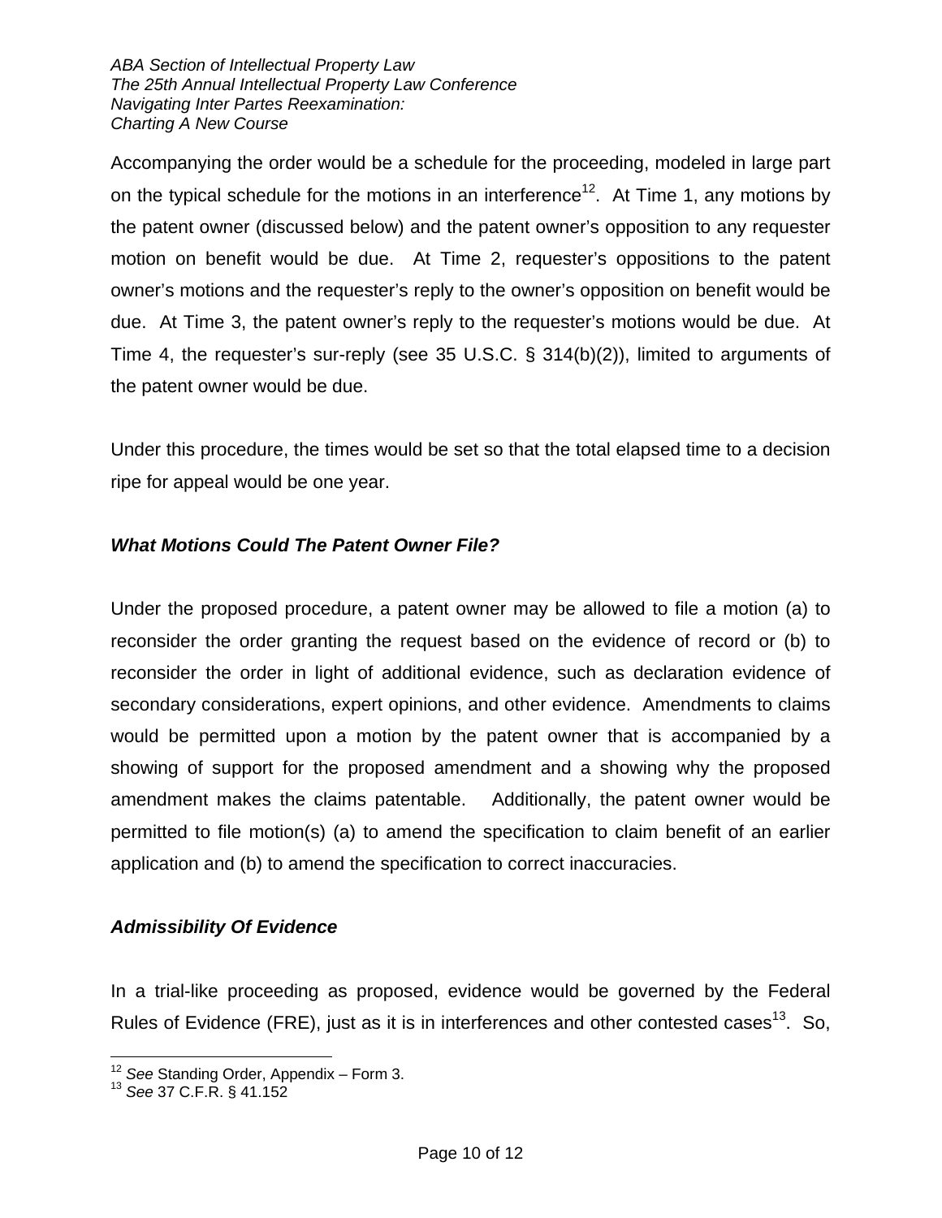Accompanying the order would be a schedule for the proceeding, modeled in large part on the typical schedule for the motions in an interference[12]. At Time 1, any motions by the patent owner (discussed below) and the patent owner's opposition to any requester motion on benefit would be due. At Time 2, requester's oppositions to the patent owner's motions and the requester's reply to the owner's opposition on benefit would be due. At Time 3, the patent owner's reply to the requester's motions would be due. At Time 4, the requester's sur-reply (see 35 U.S.C. § 314(b)(2)), limited to arguments of the patent owner would be due.

Under this procedure, the times would be set so that the total elapsed time to a decision ripe for appeal would be one year.

### *What Motions Could The Patent Owner File?*

Under the proposed procedure, a patent owner may be allowed to file a motion (a) to reconsider the order granting the request based on the evidence of record or (b) to reconsider the order in light of additional evidence, such as declaration evidence of secondary considerations, expert opinions, and other evidence. Amendments to claims would be permitted upon a motion by the patent owner that is accompanied by a showing of support for the proposed amendment and a showing why the proposed amendment makes the claims patentable. Additionally, the patent owner would be permitted to file motion(s) (a) to amend the specification to claim benefit of an earlier application and (b) to amend the specification to correct inaccuracies.

### *Admissibility Of Evidence*

In a trial-like proceeding as proposed, evidence would be governed by the Federal Rules of Evidence (FRE), just as it is in interferences and other contested cases[13]. So,

[12] *See* Standing Order, Appendix – Form 3.

[13] *See* 37 C.F.R. § 41.152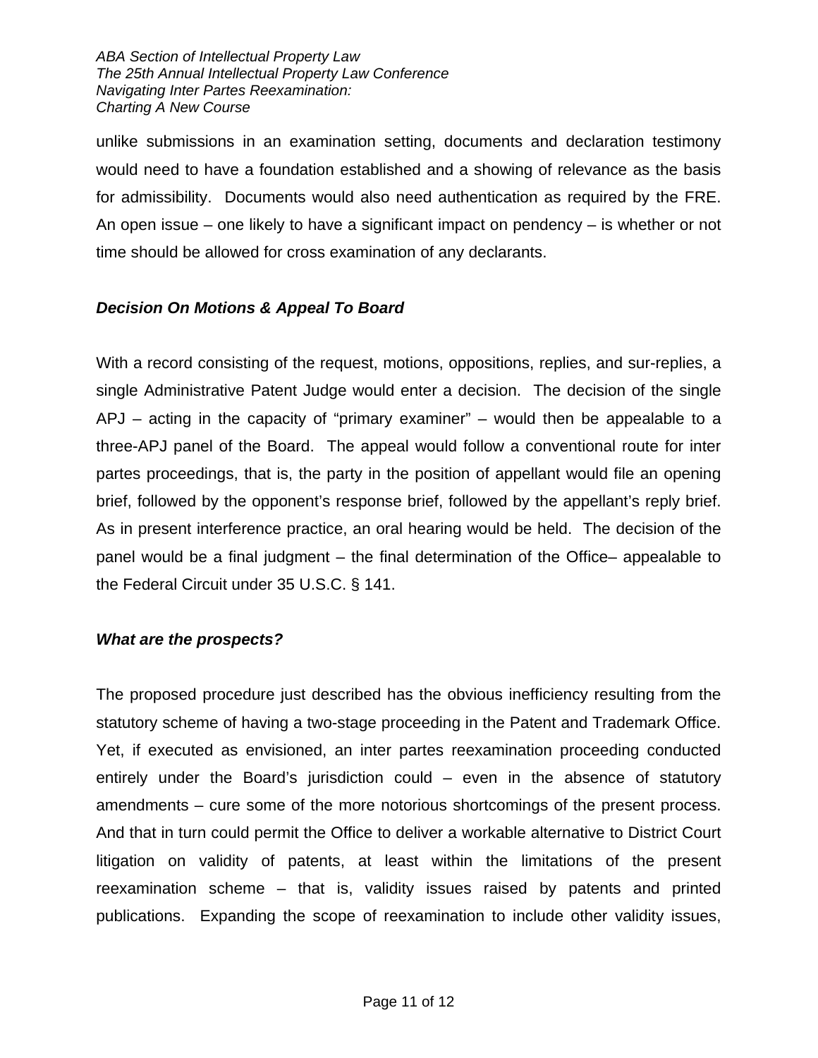unlike submissions in an examination setting, documents and declaration testimony would need to have a foundation established and a showing of relevance as the basis for admissibility. Documents would also need authentication as required by the FRE. An open issue – one likely to have a significant impact on pendency – is whether or not time should be allowed for cross examination of any declarants.

***Decision On Motions & Appeal To Board***

With a record consisting of the request, motions, oppositions, replies, and sur-replies, a single Administrative Patent Judge would enter a decision. The decision of the single APJ – acting in the capacity of "primary examiner" – would then be appealable to a three-APJ panel of the Board. The appeal would follow a conventional route for inter partes proceedings, that is, the party in the position of appellant would file an opening brief, followed by the opponent's response brief, followed by the appellant's reply brief. As in present interference practice, an oral hearing would be held. The decision of the panel would be a final judgment – the final determination of the Office– appealable to the Federal Circuit under 35 U.S.C. § 141.

***What are the prospects?***

The proposed procedure just described has the obvious inefficiency resulting from the statutory scheme of having a two-stage proceeding in the Patent and Trademark Office. Yet, if executed as envisioned, an inter partes reexamination proceeding conducted entirely under the Board's jurisdiction could – even in the absence of statutory amendments – cure some of the more notorious shortcomings of the present process. And that in turn could permit the Office to deliver a workable alternative to District Court litigation on validity of patents, at least within the limitations of the present reexamination scheme – that is, validity issues raised by patents and printed publications. Expanding the scope of reexamination to include other validity issues,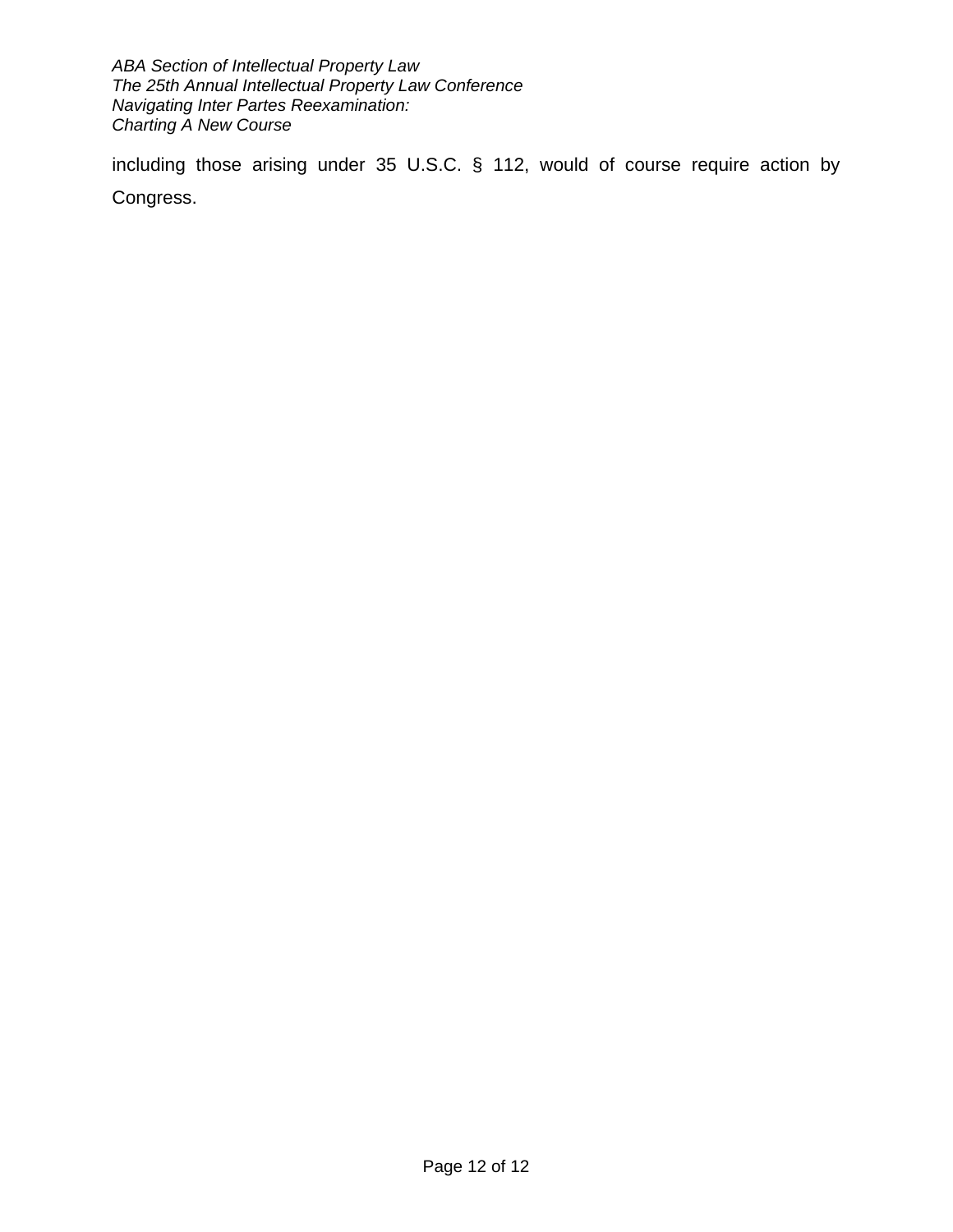including those arising under 35 U.S.C. § 112, would of course require action by Congress.